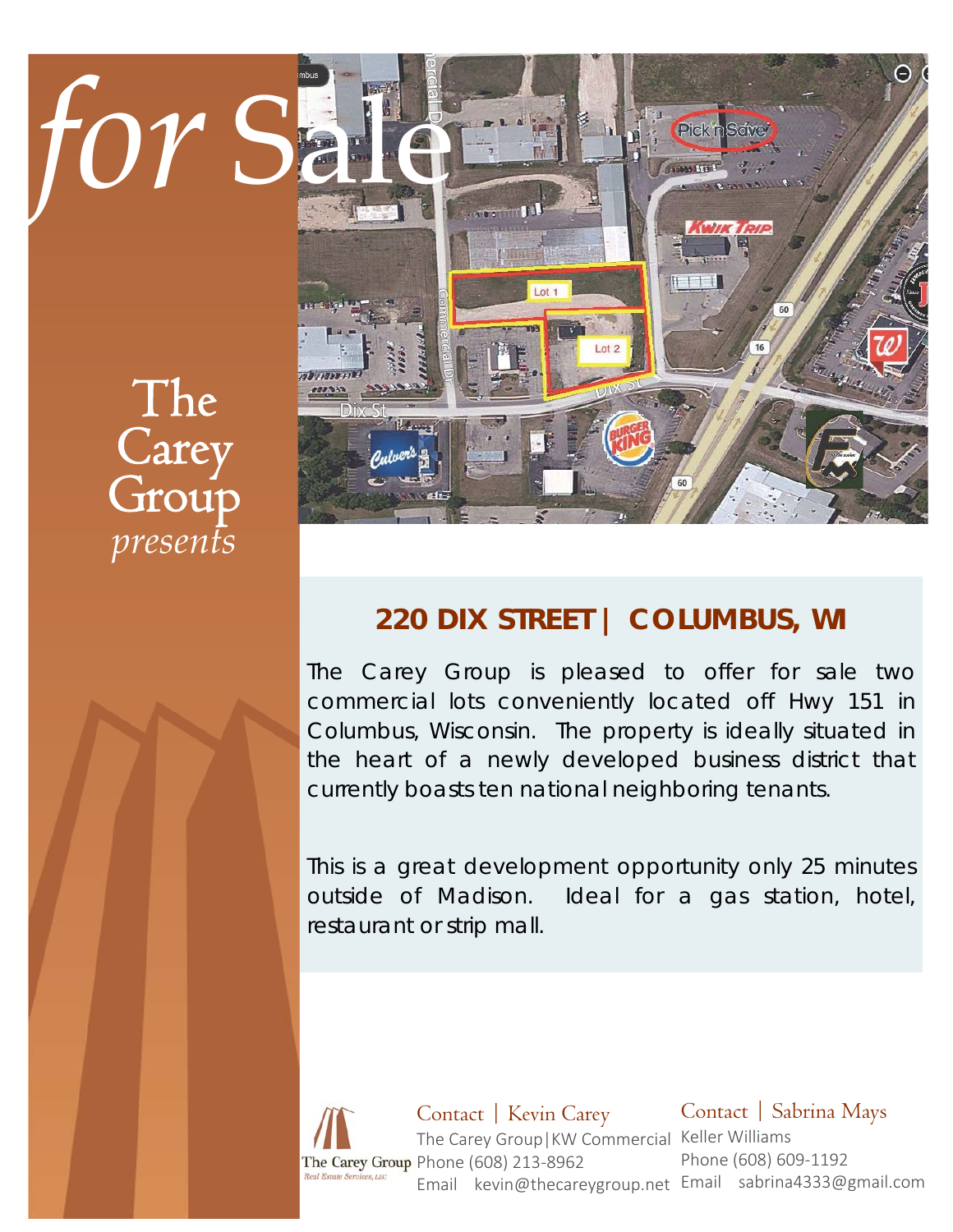# for Sale

The Carey Group *presents*

## 220 DIX STREET | COLUMBUS, WI

The Carey Group is pleased to offer for sale two commercial lots conveniently located off Hwy 151 in Columbus, Wisconsin. The property is ideally situated in the heart of a newly developed business district that currently boasts ten national neighboring tenants.

This is a great development opportunity only 25 minutes outside of Madison. Ideal for a gas station, hotel, restaurant or strip mall.

The Carey Group
*Real Estate Services, LLC*

**Contact | Kevin Carey**
The Carey Group|KW Commercial
Phone (608) 213-8962
Email kevin@thecareygroup.net

**Contact | Sabrina Mays**
Keller Williams
Phone (608) 609-1192
Email sabrina4333@gmail.com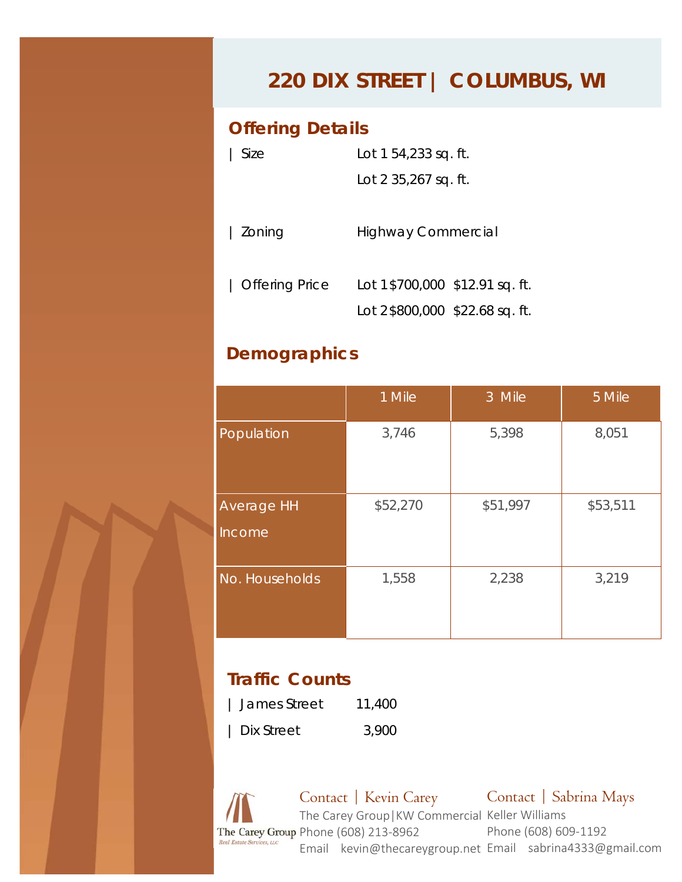# 220 DIX STREET | COLUMBUS, WI

## Offering Details

| Size — Lot 1 54,233 sq. ft.
Lot 2 35,267 sq. ft.

| Zoning — Highway Commercial

| Offering Price — Lot 1 $700,000 $12.91 sq. ft.
Lot 2 $800,000 $22.68 sq. ft.

## Demographics

| | 1 Mile | 3 Mile | 5 Mile |
|---|---|---|---|
| Population | 3,746 | 5,398 | 8,051 |
| Average HH Income | $52,270 | $51,997 | $53,511 |
| No. Households | 1,558 | 2,238 | 3,219 |

## Traffic Counts

| James Street 11,400

| Dix Street 3,900

The Carey Group
*Real Estate Services, LLC*

Contact | Kevin Carey
The Carey Group|KW Commercial
Phone (608) 213-8962
Email kevin@thecareygroup.net

Contact | Sabrina Mays
Keller Williams
Phone (608) 609-1192
Email sabrina4333@gmail.com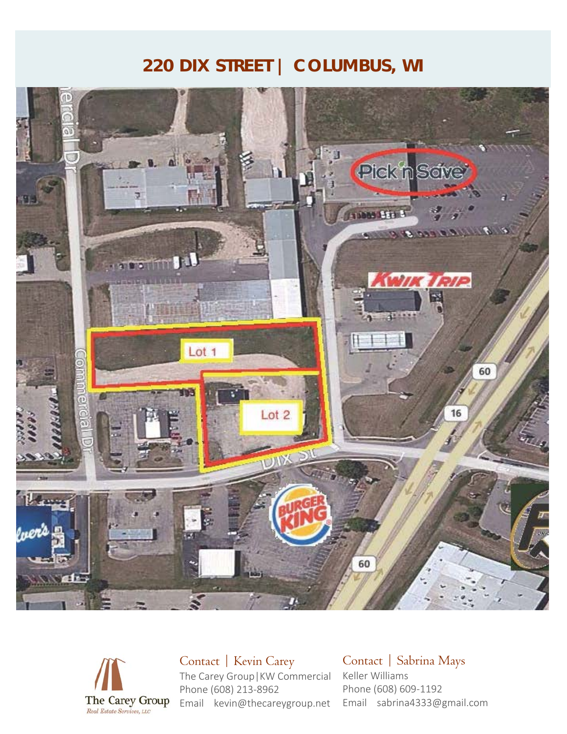# 220 DIX STREET | COLUMBUS, WI

Contact | Kevin Carey
The Carey Group|KW Commercial
Phone (608) 213-8962
Email kevin@thecareygroup.net

Contact | Sabrina Mays
Keller Williams
Phone (608) 609-1192
Email sabrina4333@gmail.com

The Carey Group
*Real Estate Services, LLC*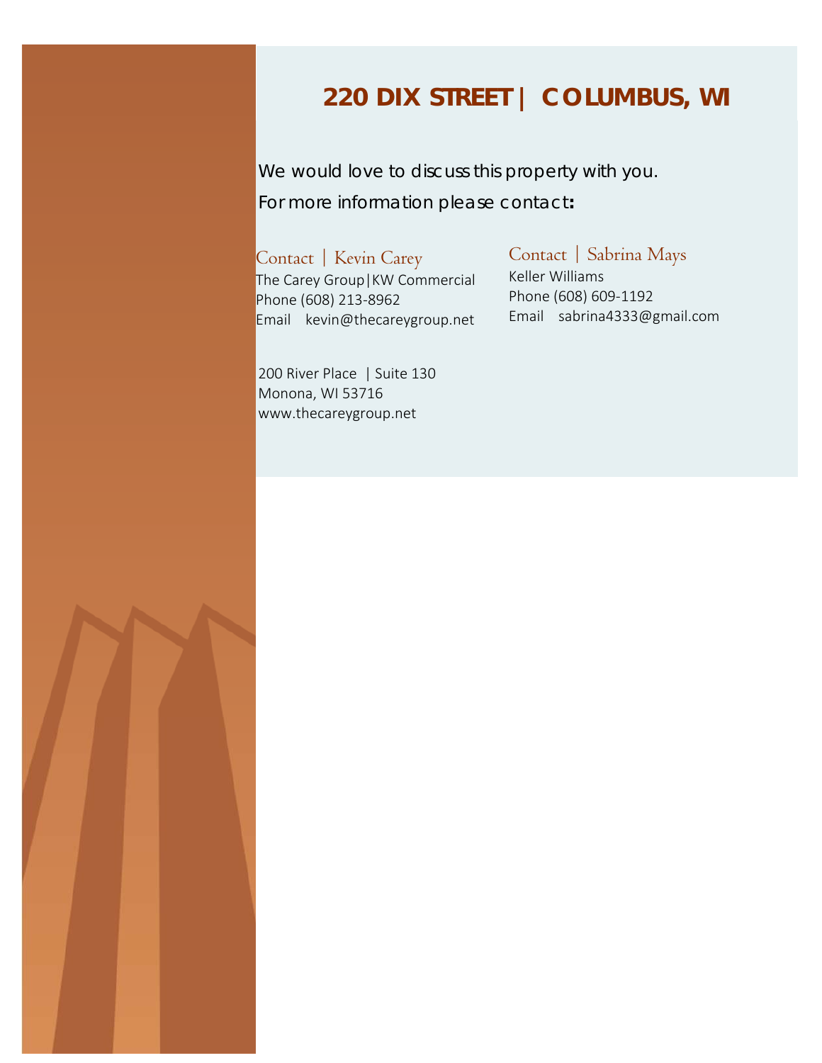# 220 DIX STREET | COLUMBUS, WI

We would love to discuss this property with you.

For more information please contact:

### Contact | Kevin Carey

The Carey Group|KW Commercial
Phone (608) 213-8962
Email kevin@thecareygroup.net

200 River Place | Suite 130
Monona, WI 53716
www.thecareygroup.net

### Contact | Sabrina Mays

Keller Williams
Phone (608) 609-1192
Email sabrina4333@gmail.com